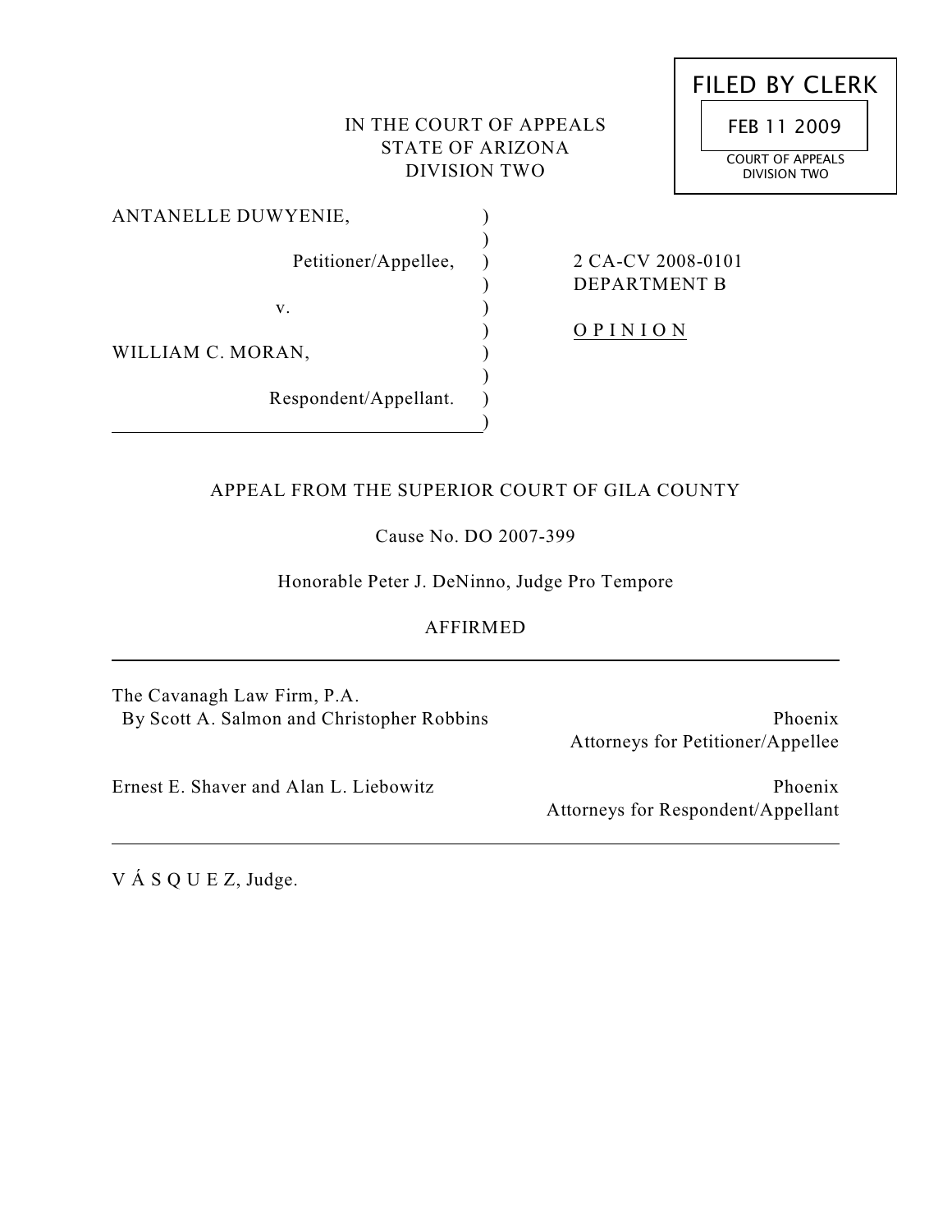FILED BY CLERK

FEB 11 2009

COURT OF APPEALS
DIVISION TWO

IN THE COURT OF APPEALS
STATE OF ARIZONA
DIVISION TWO

ANTANELLE DUWYENIE,

Petitioner/Appellee,

v.

WILLIAM C. MORAN,

Respondent/Appellant.

2 CA-CV 2008-0101
DEPARTMENT B

O P I N I O N

APPEAL FROM THE SUPERIOR COURT OF GILA COUNTY

Cause No. DO 2007-399

Honorable Peter J. DeNinno, Judge Pro Tempore

AFFIRMED

---

The Cavanagh Law Firm, P.A.
By Scott A. Salmon and Christopher Robbins — Phoenix
Attorneys for Petitioner/Appellee

Ernest E. Shaver and Alan L. Liebowitz — Phoenix
Attorneys for Respondent/Appellant

---

V Á S Q U E Z, Judge.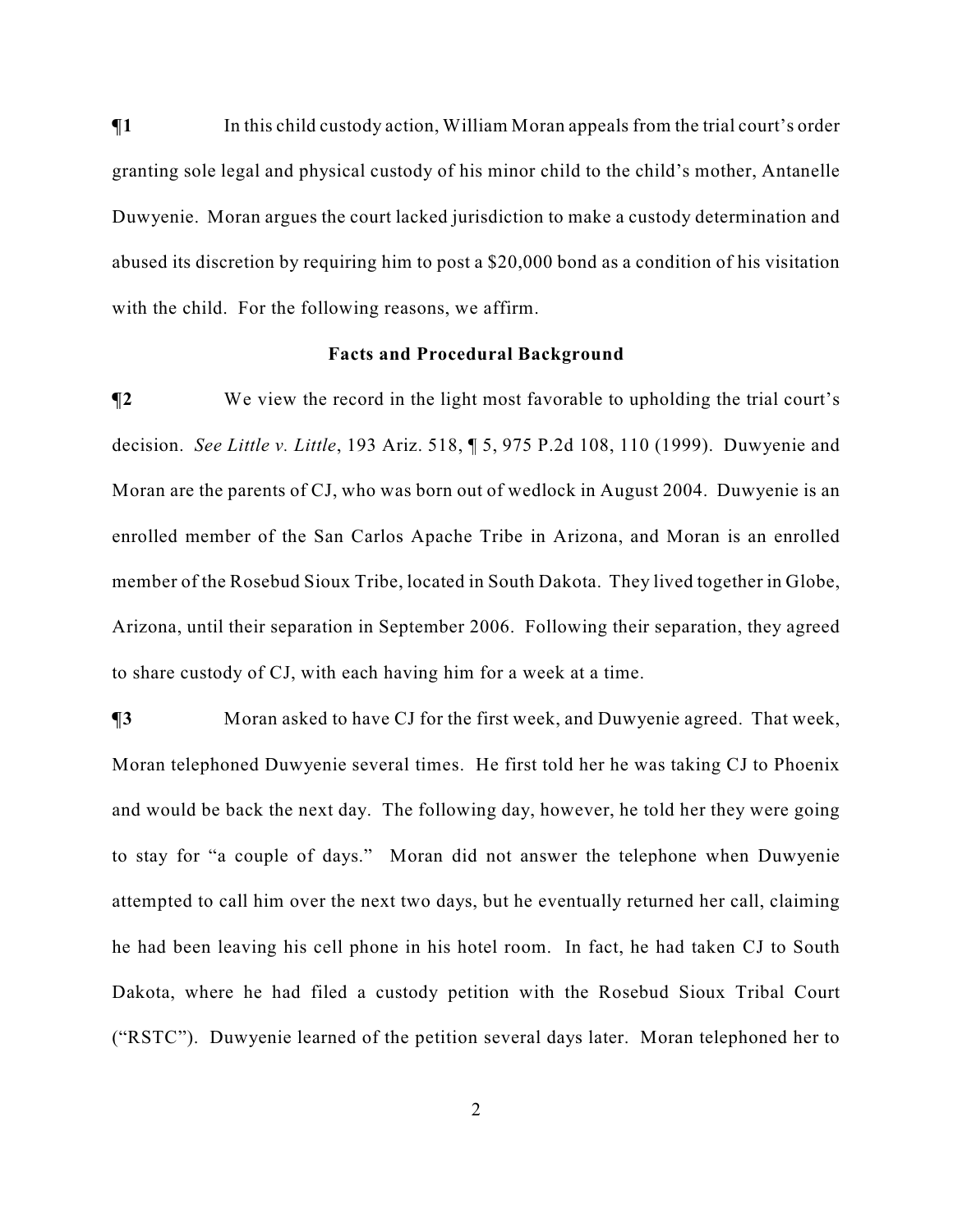**¶1** In this child custody action, William Moran appeals from the trial court's order granting sole legal and physical custody of his minor child to the child's mother, Antanelle Duwyenie. Moran argues the court lacked jurisdiction to make a custody determination and abused its discretion by requiring him to post a $20,000 bond as a condition of his visitation with the child. For the following reasons, we affirm.

## Facts and Procedural Background

**¶2** We view the record in the light most favorable to upholding the trial court's decision. *See Little v. Little*, 193 Ariz. 518, ¶ 5, 975 P.2d 108, 110 (1999). Duwyenie and Moran are the parents of CJ, who was born out of wedlock in August 2004. Duwyenie is an enrolled member of the San Carlos Apache Tribe in Arizona, and Moran is an enrolled member of the Rosebud Sioux Tribe, located in South Dakota. They lived together in Globe, Arizona, until their separation in September 2006. Following their separation, they agreed to share custody of CJ, with each having him for a week at a time.

**¶3** Moran asked to have CJ for the first week, and Duwyenie agreed. That week, Moran telephoned Duwyenie several times. He first told her he was taking CJ to Phoenix and would be back the next day. The following day, however, he told her they were going to stay for "a couple of days." Moran did not answer the telephone when Duwyenie attempted to call him over the next two days, but he eventually returned her call, claiming he had been leaving his cell phone in his hotel room. In fact, he had taken CJ to South Dakota, where he had filed a custody petition with the Rosebud Sioux Tribal Court ("RSTC"). Duwyenie learned of the petition several days later. Moran telephoned her to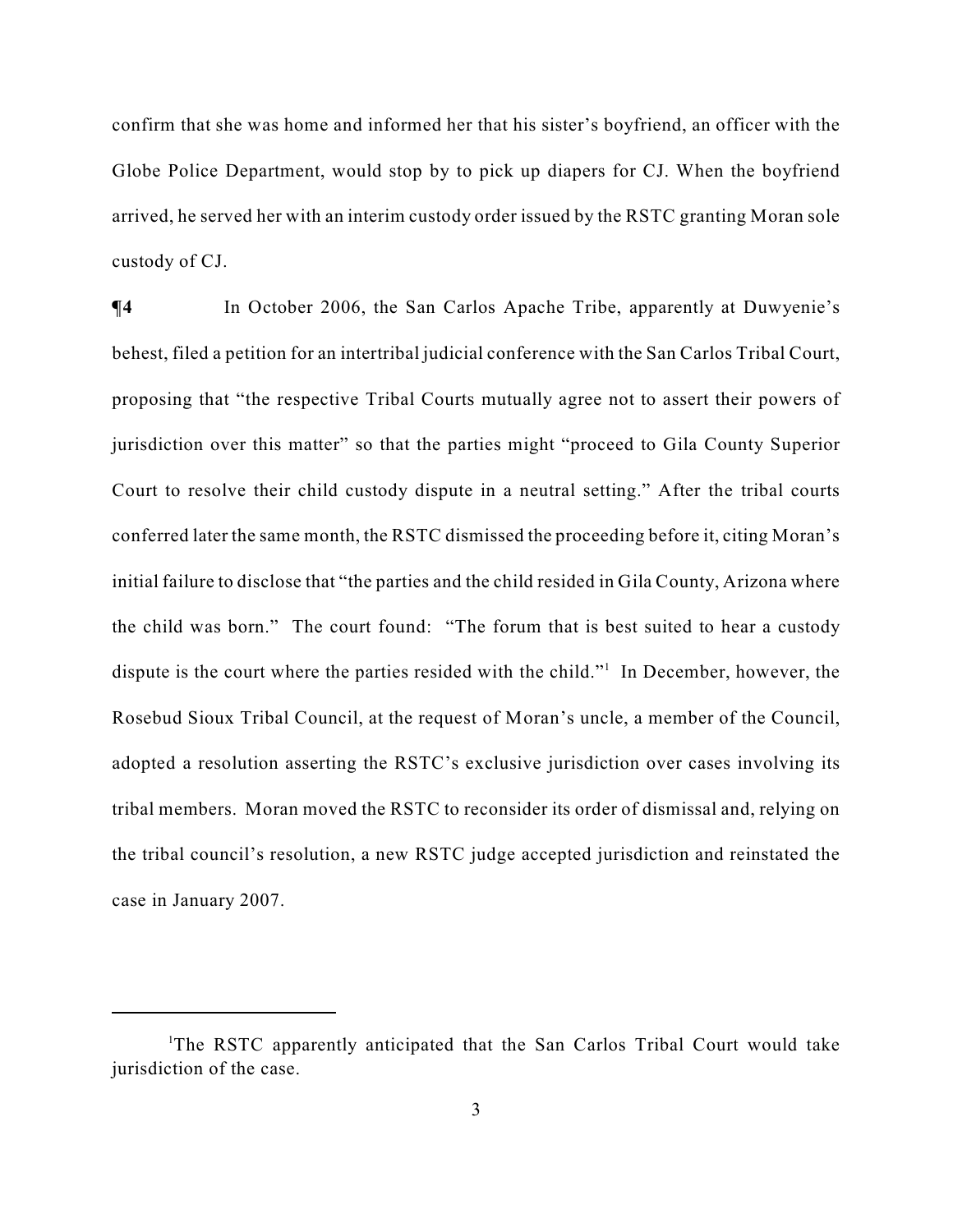confirm that she was home and informed her that his sister's boyfriend, an officer with the Globe Police Department, would stop by to pick up diapers for CJ. When the boyfriend arrived, he served her with an interim custody order issued by the RSTC granting Moran sole custody of CJ.

**¶4** In October 2006, the San Carlos Apache Tribe, apparently at Duwyenie's behest, filed a petition for an intertribal judicial conference with the San Carlos Tribal Court, proposing that "the respective Tribal Courts mutually agree not to assert their powers of jurisdiction over this matter" so that the parties might "proceed to Gila County Superior Court to resolve their child custody dispute in a neutral setting." After the tribal courts conferred later the same month, the RSTC dismissed the proceeding before it, citing Moran's initial failure to disclose that "the parties and the child resided in Gila County, Arizona where the child was born." The court found: "The forum that is best suited to hear a custody dispute is the court where the parties resided with the child."[1] In December, however, the Rosebud Sioux Tribal Council, at the request of Moran's uncle, a member of the Council, adopted a resolution asserting the RSTC's exclusive jurisdiction over cases involving its tribal members. Moran moved the RSTC to reconsider its order of dismissal and, relying on the tribal council's resolution, a new RSTC judge accepted jurisdiction and reinstated the case in January 2007.

---

[1]The RSTC apparently anticipated that the San Carlos Tribal Court would take jurisdiction of the case.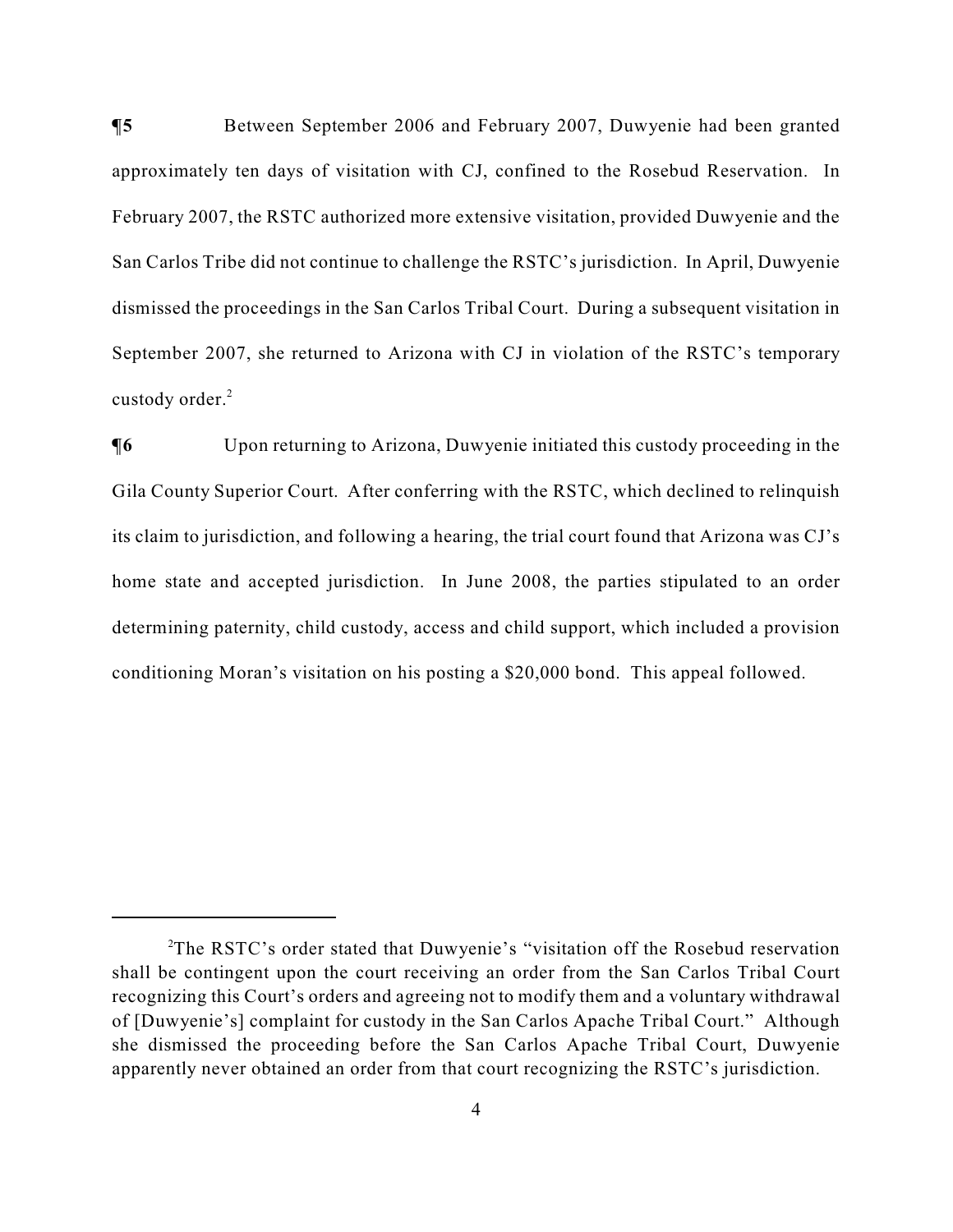**¶5** Between September 2006 and February 2007, Duwyenie had been granted approximately ten days of visitation with CJ, confined to the Rosebud Reservation. In February 2007, the RSTC authorized more extensive visitation, provided Duwyenie and the San Carlos Tribe did not continue to challenge the RSTC's jurisdiction. In April, Duwyenie dismissed the proceedings in the San Carlos Tribal Court. During a subsequent visitation in September 2007, she returned to Arizona with CJ in violation of the RSTC's temporary custody order.[2]

**¶6** Upon returning to Arizona, Duwyenie initiated this custody proceeding in the Gila County Superior Court. After conferring with the RSTC, which declined to relinquish its claim to jurisdiction, and following a hearing, the trial court found that Arizona was CJ's home state and accepted jurisdiction. In June 2008, the parties stipulated to an order determining paternity, child custody, access and child support, which included a provision conditioning Moran's visitation on his posting a $20,000 bond. This appeal followed.

---

[2] The RSTC's order stated that Duwyenie's "visitation off the Rosebud reservation shall be contingent upon the court receiving an order from the San Carlos Tribal Court recognizing this Court's orders and agreeing not to modify them and a voluntary withdrawal of [Duwyenie's] complaint for custody in the San Carlos Apache Tribal Court." Although she dismissed the proceeding before the San Carlos Apache Tribal Court, Duwyenie apparently never obtained an order from that court recognizing the RSTC's jurisdiction.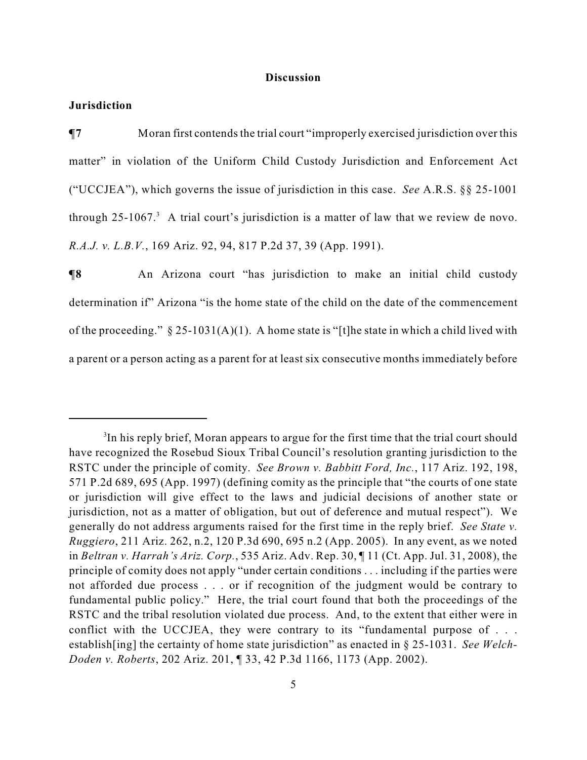## Discussion

### Jurisdiction

**¶7** Moran first contends the trial court "improperly exercised jurisdiction over this matter" in violation of the Uniform Child Custody Jurisdiction and Enforcement Act ("UCCJEA"), which governs the issue of jurisdiction in this case. *See* A.R.S. §§ 25-1001 through 25-1067.[3] A trial court's jurisdiction is a matter of law that we review de novo. *R.A.J. v. L.B.V.*, 169 Ariz. 92, 94, 817 P.2d 37, 39 (App. 1991).

**¶8** An Arizona court "has jurisdiction to make an initial child custody determination if" Arizona "is the home state of the child on the date of the commencement of the proceeding." § 25-1031(A)(1). A home state is "[t]he state in which a child lived with a parent or a person acting as a parent for at least six consecutive months immediately before

---

[3]In his reply brief, Moran appears to argue for the first time that the trial court should have recognized the Rosebud Sioux Tribal Council's resolution granting jurisdiction to the RSTC under the principle of comity. *See Brown v. Babbitt Ford, Inc.*, 117 Ariz. 192, 198, 571 P.2d 689, 695 (App. 1997) (defining comity as the principle that "the courts of one state or jurisdiction will give effect to the laws and judicial decisions of another state or jurisdiction, not as a matter of obligation, but out of deference and mutual respect"). We generally do not address arguments raised for the first time in the reply brief. *See State v. Ruggiero*, 211 Ariz. 262, n.2, 120 P.3d 690, 695 n.2 (App. 2005). In any event, as we noted in *Beltran v. Harrah's Ariz. Corp.*, 535 Ariz. Adv. Rep. 30, ¶ 11 (Ct. App. Jul. 31, 2008), the principle of comity does not apply "under certain conditions . . . including if the parties were not afforded due process . . . or if recognition of the judgment would be contrary to fundamental public policy." Here, the trial court found that both the proceedings of the RSTC and the tribal resolution violated due process. And, to the extent that either were in conflict with the UCCJEA, they were contrary to its "fundamental purpose of . . . establish[ing] the certainty of home state jurisdiction" as enacted in § 25-1031. *See Welch-Doden v. Roberts*, 202 Ariz. 201, ¶ 33, 42 P.3d 1166, 1173 (App. 2002).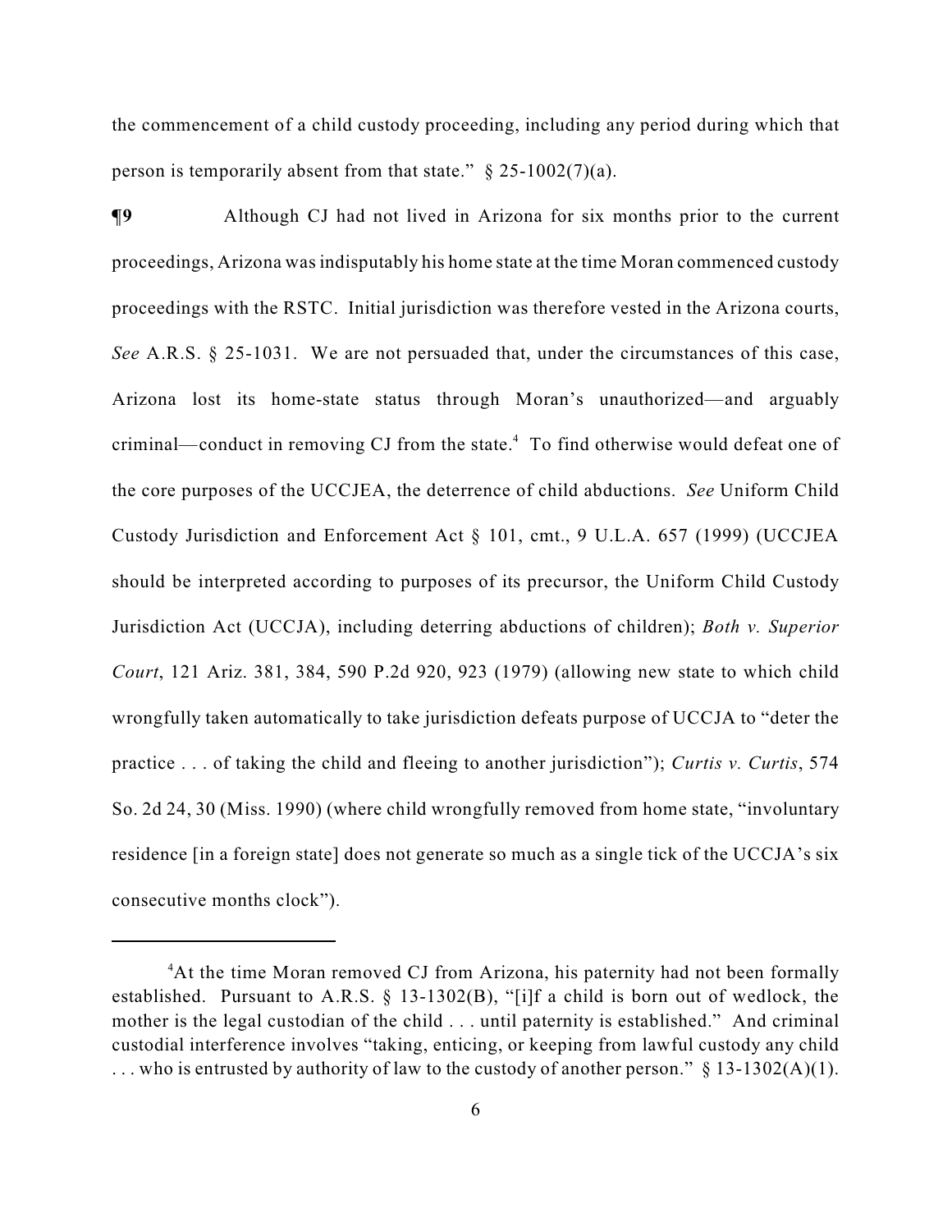the commencement of a child custody proceeding, including any period during which that person is temporarily absent from that state." § 25-1002(7)(a).

**¶9** Although CJ had not lived in Arizona for six months prior to the current proceedings, Arizona was indisputably his home state at the time Moran commenced custody proceedings with the RSTC. Initial jurisdiction was therefore vested in the Arizona courts, *See* A.R.S. § 25-1031. We are not persuaded that, under the circumstances of this case, Arizona lost its home-state status through Moran's unauthorized—and arguably criminal—conduct in removing CJ from the state.[4] To find otherwise would defeat one of the core purposes of the UCCJEA, the deterrence of child abductions. *See* Uniform Child Custody Jurisdiction and Enforcement Act § 101, cmt., 9 U.L.A. 657 (1999) (UCCJEA should be interpreted according to purposes of its precursor, the Uniform Child Custody Jurisdiction Act (UCCJA), including deterring abductions of children); *Both v. Superior Court*, 121 Ariz. 381, 384, 590 P.2d 920, 923 (1979) (allowing new state to which child wrongfully taken automatically to take jurisdiction defeats purpose of UCCJA to "deter the practice . . . of taking the child and fleeing to another jurisdiction"); *Curtis v. Curtis*, 574 So. 2d 24, 30 (Miss. 1990) (where child wrongfully removed from home state, "involuntary residence [in a foreign state] does not generate so much as a single tick of the UCCJA's six consecutive months clock").

---

[4]At the time Moran removed CJ from Arizona, his paternity had not been formally established. Pursuant to A.R.S. § 13-1302(B), "[i]f a child is born out of wedlock, the mother is the legal custodian of the child . . . until paternity is established." And criminal custodial interference involves "taking, enticing, or keeping from lawful custody any child . . . who is entrusted by authority of law to the custody of another person." § 13-1302(A)(1).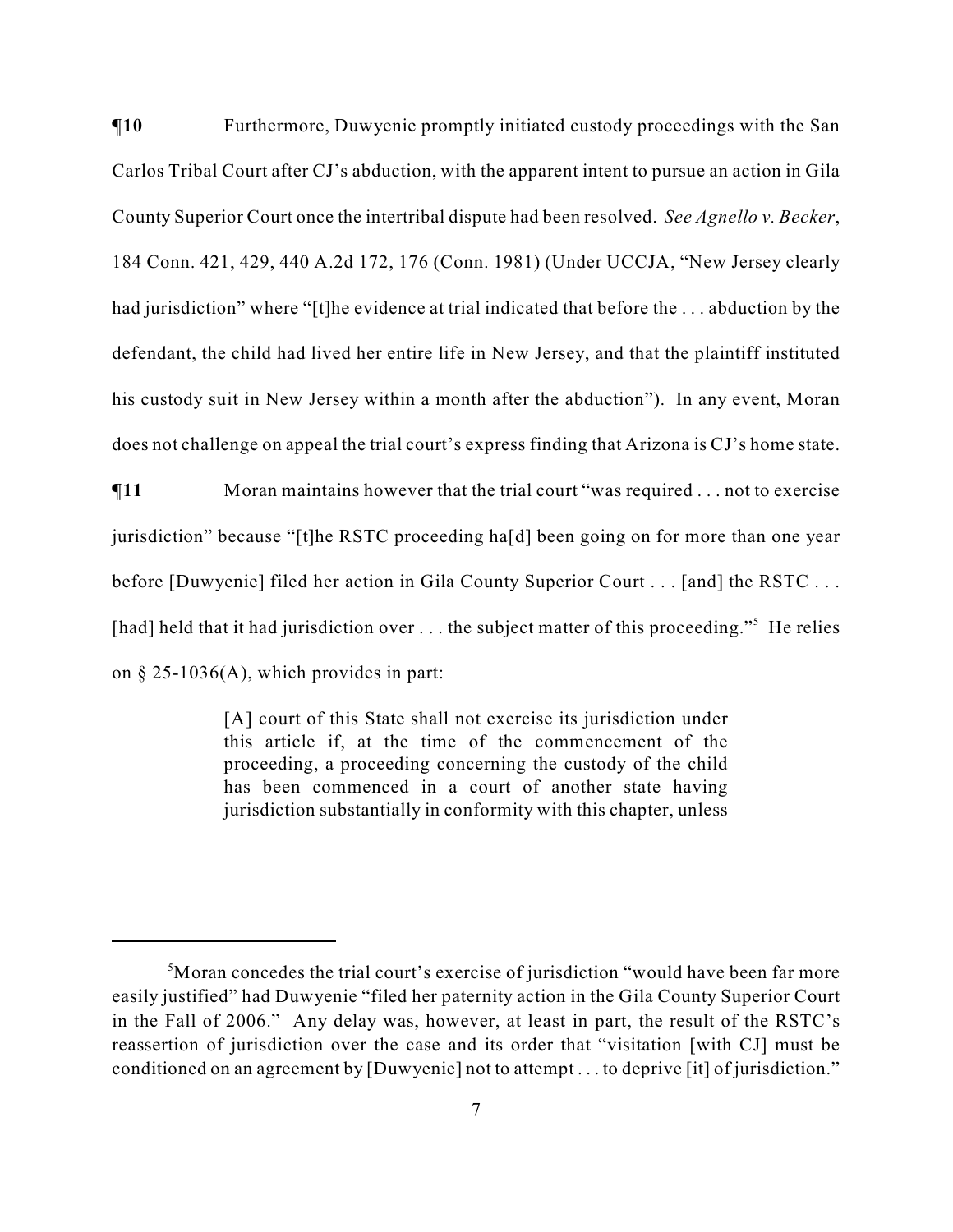**¶10** Furthermore, Duwyenie promptly initiated custody proceedings with the San Carlos Tribal Court after CJ's abduction, with the apparent intent to pursue an action in Gila County Superior Court once the intertribal dispute had been resolved. *See Agnello v. Becker*, 184 Conn. 421, 429, 440 A.2d 172, 176 (Conn. 1981) (Under UCCJA, "New Jersey clearly had jurisdiction" where "[t]he evidence at trial indicated that before the . . . abduction by the defendant, the child had lived her entire life in New Jersey, and that the plaintiff instituted his custody suit in New Jersey within a month after the abduction"). In any event, Moran does not challenge on appeal the trial court's express finding that Arizona is CJ's home state.

**¶11** Moran maintains however that the trial court "was required . . . not to exercise jurisdiction" because "[t]he RSTC proceeding ha[d] been going on for more than one year before [Duwyenie] filed her action in Gila County Superior Court . . . [and] the RSTC . . . [had] held that it had jurisdiction over . . . the subject matter of this proceeding."[5] He relies on § 25-1036(A), which provides in part:

> [A] court of this State shall not exercise its jurisdiction under this article if, at the time of the commencement of the proceeding, a proceeding concerning the custody of the child has been commenced in a court of another state having jurisdiction substantially in conformity with this chapter, unless

---

[5] Moran concedes the trial court's exercise of jurisdiction "would have been far more easily justified" had Duwyenie "filed her paternity action in the Gila County Superior Court in the Fall of 2006." Any delay was, however, at least in part, the result of the RSTC's reassertion of jurisdiction over the case and its order that "visitation [with CJ] must be conditioned on an agreement by [Duwyenie] not to attempt . . . to deprive [it] of jurisdiction."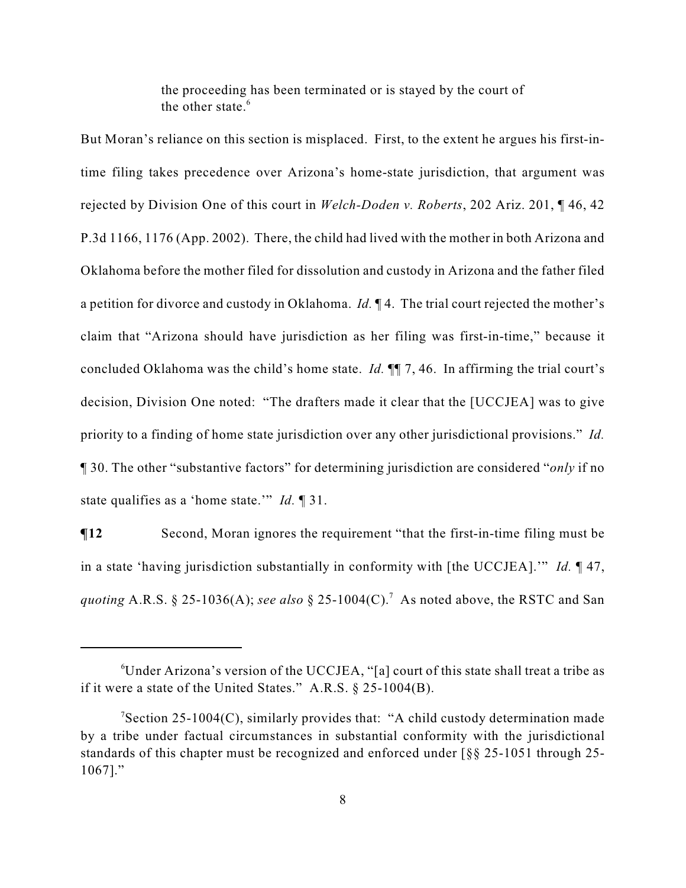> the proceeding has been terminated or is stayed by the court of the other state.[6]

But Moran's reliance on this section is misplaced. First, to the extent he argues his first-in-time filing takes precedence over Arizona's home-state jurisdiction, that argument was rejected by Division One of this court in *Welch-Doden v. Roberts*, 202 Ariz. 201, ¶ 46, 42 P.3d 1166, 1176 (App. 2002). There, the child had lived with the mother in both Arizona and Oklahoma before the mother filed for dissolution and custody in Arizona and the father filed a petition for divorce and custody in Oklahoma. *Id.* ¶ 4. The trial court rejected the mother's claim that "Arizona should have jurisdiction as her filing was first-in-time," because it concluded Oklahoma was the child's home state. *Id.* ¶¶ 7, 46. In affirming the trial court's decision, Division One noted: "The drafters made it clear that the [UCCJEA] was to give priority to a finding of home state jurisdiction over any other jurisdictional provisions." *Id.* ¶ 30. The other "substantive factors" for determining jurisdiction are considered "*only* if no state qualifies as a 'home state.'" *Id.* ¶ 31.

**¶12** Second, Moran ignores the requirement "that the first-in-time filing must be in a state 'having jurisdiction substantially in conformity with [the UCCJEA].'" *Id.* ¶ 47, *quoting* A.R.S. § 25-1036(A); *see also* § 25-1004(C).[7] As noted above, the RSTC and San

---

[6] Under Arizona's version of the UCCJEA, "[a] court of this state shall treat a tribe as if it were a state of the United States." A.R.S. § 25-1004(B).

[7] Section 25-1004(C), similarly provides that: "A child custody determination made by a tribe under factual circumstances in substantial conformity with the jurisdictional standards of this chapter must be recognized and enforced under [§§ 25-1051 through 25-1067]."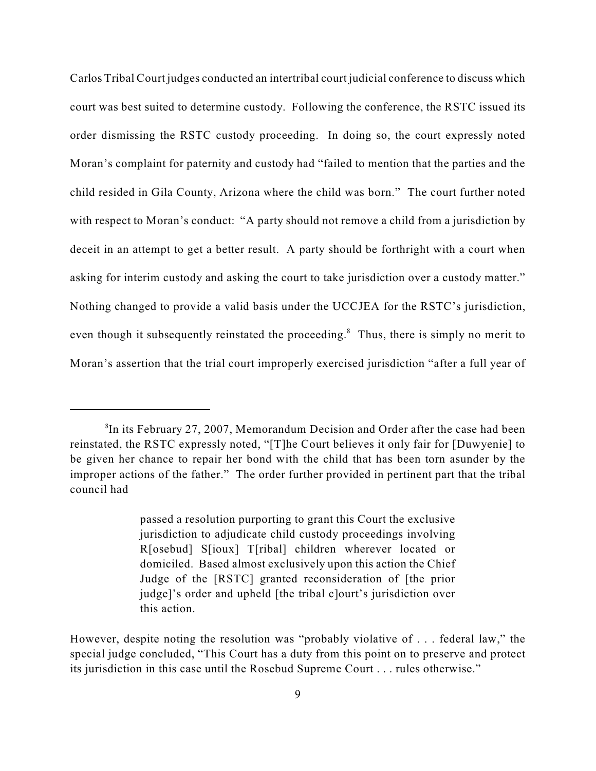Carlos Tribal Court judges conducted an intertribal court judicial conference to discuss which court was best suited to determine custody. Following the conference, the RSTC issued its order dismissing the RSTC custody proceeding. In doing so, the court expressly noted Moran's complaint for paternity and custody had "failed to mention that the parties and the child resided in Gila County, Arizona where the child was born." The court further noted with respect to Moran's conduct: "A party should not remove a child from a jurisdiction by deceit in an attempt to get a better result. A party should be forthright with a court when asking for interim custody and asking the court to take jurisdiction over a custody matter." Nothing changed to provide a valid basis under the UCCJEA for the RSTC's jurisdiction, even though it subsequently reinstated the proceeding.[8] Thus, there is simply no merit to Moran's assertion that the trial court improperly exercised jurisdiction "after a full year of

---

[8]In its February 27, 2007, Memorandum Decision and Order after the case had been reinstated, the RSTC expressly noted, "[T]he Court believes it only fair for [Duwyenie] to be given her chance to repair her bond with the child that has been torn asunder by the improper actions of the father." The order further provided in pertinent part that the tribal council had

> passed a resolution purporting to grant this Court the exclusive jurisdiction to adjudicate child custody proceedings involving R[osebud] S[ioux] T[ribal] children wherever located or domiciled. Based almost exclusively upon this action the Chief Judge of the [RSTC] granted reconsideration of [the prior judge]'s order and upheld [the tribal c]ourt's jurisdiction over this action.

However, despite noting the resolution was "probably violative of . . . federal law," the special judge concluded, "This Court has a duty from this point on to preserve and protect its jurisdiction in this case until the Rosebud Supreme Court . . . rules otherwise."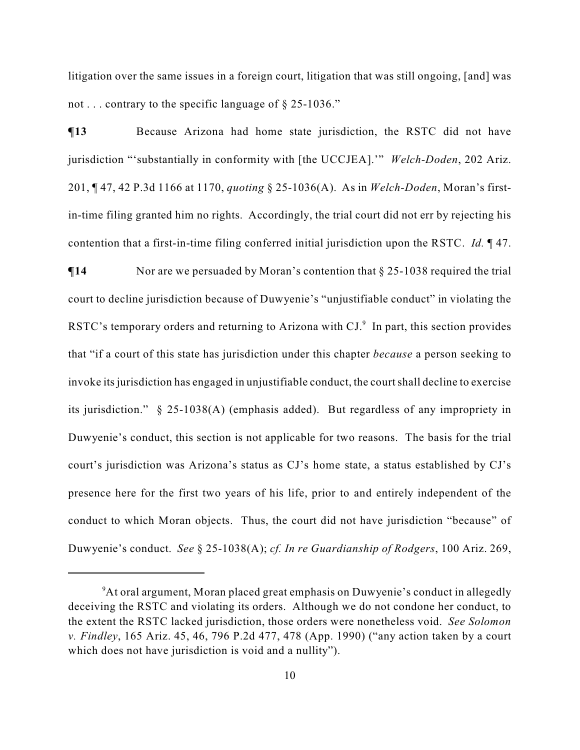litigation over the same issues in a foreign court, litigation that was still ongoing, [and] was not . . . contrary to the specific language of § 25-1036."

**¶13** Because Arizona had home state jurisdiction, the RSTC did not have jurisdiction "'substantially in conformity with [the UCCJEA].'" *Welch-Doden*, 202 Ariz. 201, ¶ 47, 42 P.3d 1166 at 1170, *quoting* § 25-1036(A). As in *Welch-Doden*, Moran's first-in-time filing granted him no rights. Accordingly, the trial court did not err by rejecting his contention that a first-in-time filing conferred initial jurisdiction upon the RSTC. *Id.* ¶ 47.

**¶14** Nor are we persuaded by Moran's contention that § 25-1038 required the trial court to decline jurisdiction because of Duwyenie's "unjustifiable conduct" in violating the RSTC's temporary orders and returning to Arizona with CJ.[9] In part, this section provides that "if a court of this state has jurisdiction under this chapter *because* a person seeking to invoke its jurisdiction has engaged in unjustifiable conduct, the court shall decline to exercise its jurisdiction." § 25-1038(A) (emphasis added). But regardless of any impropriety in Duwyenie's conduct, this section is not applicable for two reasons. The basis for the trial court's jurisdiction was Arizona's status as CJ's home state, a status established by CJ's presence here for the first two years of his life, prior to and entirely independent of the conduct to which Moran objects. Thus, the court did not have jurisdiction "because" of Duwyenie's conduct. *See* § 25-1038(A); *cf. In re Guardianship of Rodgers*, 100 Ariz. 269,

---

[9] At oral argument, Moran placed great emphasis on Duwyenie's conduct in allegedly deceiving the RSTC and violating its orders. Although we do not condone her conduct, to the extent the RSTC lacked jurisdiction, those orders were nonetheless void. *See Solomon v. Findley*, 165 Ariz. 45, 46, 796 P.2d 477, 478 (App. 1990) ("any action taken by a court which does not have jurisdiction is void and a nullity").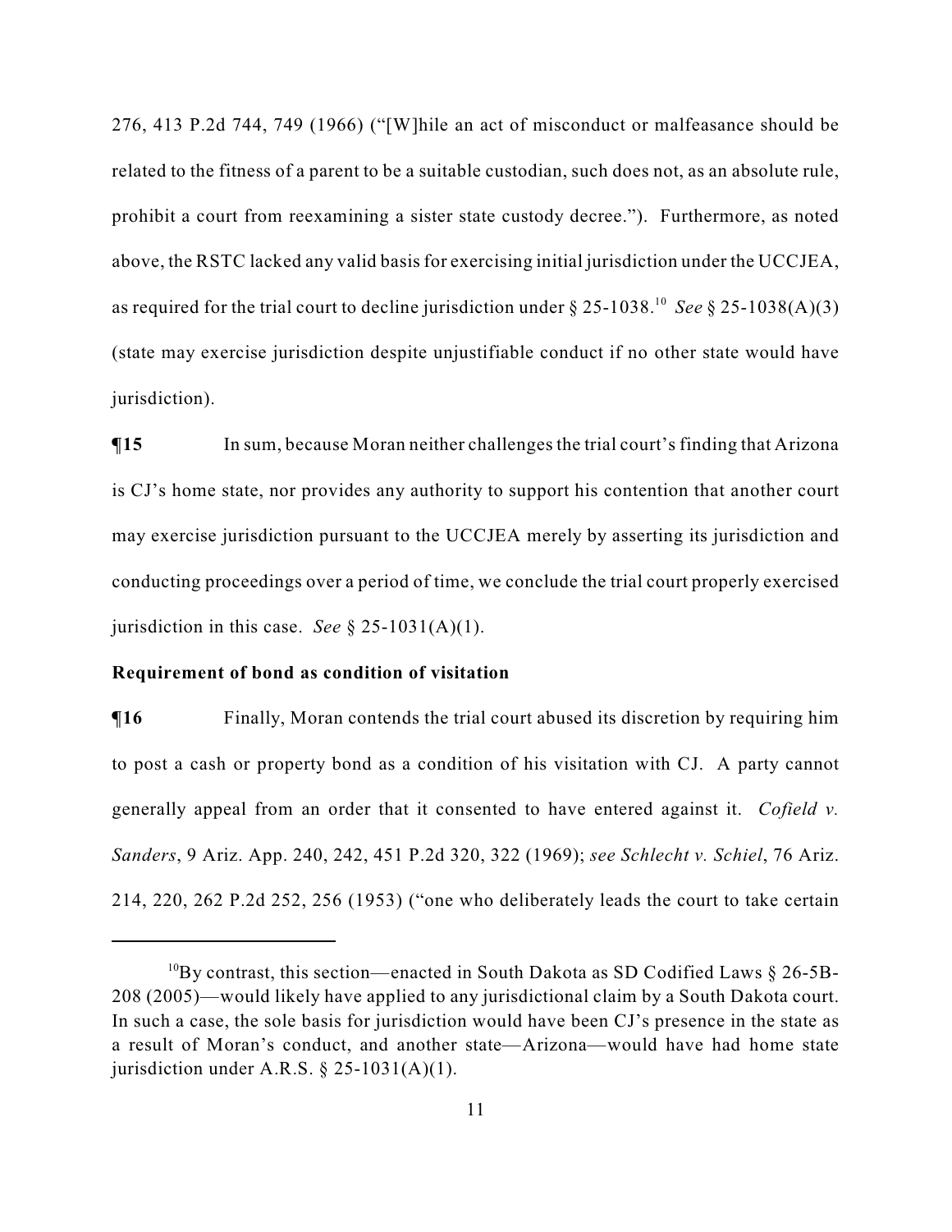276, 413 P.2d 744, 749 (1966) ("[W]hile an act of misconduct or malfeasance should be related to the fitness of a parent to be a suitable custodian, such does not, as an absolute rule, prohibit a court from reexamining a sister state custody decree."). Furthermore, as noted above, the RSTC lacked any valid basis for exercising initial jurisdiction under the UCCJEA, as required for the trial court to decline jurisdiction under § 25-1038.[10] *See* § 25-1038(A)(3) (state may exercise jurisdiction despite unjustifiable conduct if no other state would have jurisdiction).

**¶15** In sum, because Moran neither challenges the trial court's finding that Arizona is CJ's home state, nor provides any authority to support his contention that another court may exercise jurisdiction pursuant to the UCCJEA merely by asserting its jurisdiction and conducting proceedings over a period of time, we conclude the trial court properly exercised jurisdiction in this case. *See* § 25-1031(A)(1).

**Requirement of bond as condition of visitation**

**¶16** Finally, Moran contends the trial court abused its discretion by requiring him to post a cash or property bond as a condition of his visitation with CJ. A party cannot generally appeal from an order that it consented to have entered against it. *Cofield v. Sanders*, 9 Ariz. App. 240, 242, 451 P.2d 320, 322 (1969); *see Schlecht v. Schiel*, 76 Ariz. 214, 220, 262 P.2d 252, 256 (1953) ("one who deliberately leads the court to take certain

---

[10]By contrast, this section—enacted in South Dakota as SD Codified Laws § 26-5B-208 (2005)—would likely have applied to any jurisdictional claim by a South Dakota court. In such a case, the sole basis for jurisdiction would have been CJ's presence in the state as a result of Moran's conduct, and another state—Arizona—would have had home state jurisdiction under A.R.S. § 25-1031(A)(1).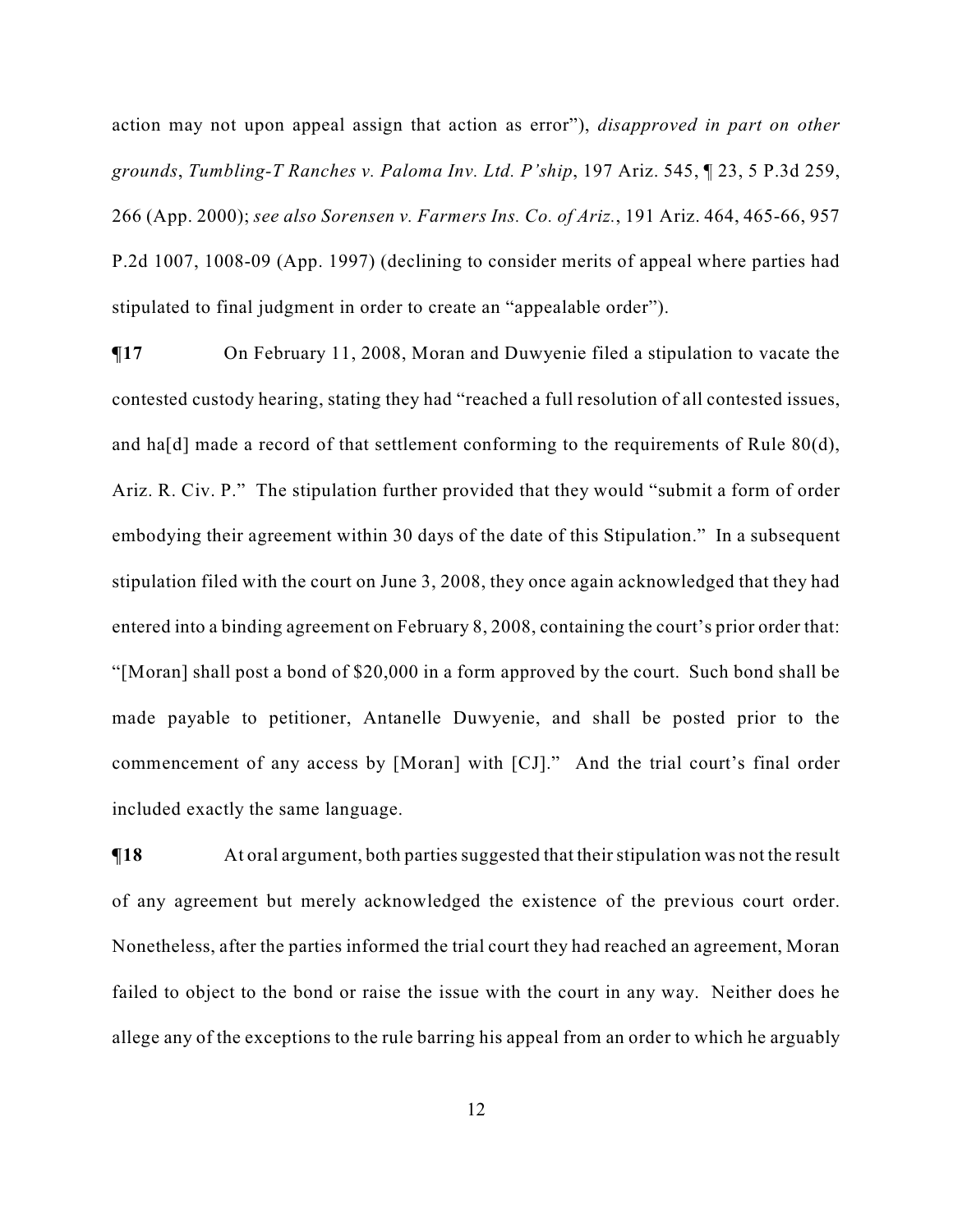action may not upon appeal assign that action as error"), *disapproved in part on other grounds*, *Tumbling-T Ranches v. Paloma Inv. Ltd. P'ship*, 197 Ariz. 545, ¶ 23, 5 P.3d 259, 266 (App. 2000); *see also Sorensen v. Farmers Ins. Co. of Ariz.*, 191 Ariz. 464, 465-66, 957 P.2d 1007, 1008-09 (App. 1997) (declining to consider merits of appeal where parties had stipulated to final judgment in order to create an "appealable order").

**¶17** On February 11, 2008, Moran and Duwyenie filed a stipulation to vacate the contested custody hearing, stating they had "reached a full resolution of all contested issues, and ha[d] made a record of that settlement conforming to the requirements of Rule 80(d), Ariz. R. Civ. P." The stipulation further provided that they would "submit a form of order embodying their agreement within 30 days of the date of this Stipulation." In a subsequent stipulation filed with the court on June 3, 2008, they once again acknowledged that they had entered into a binding agreement on February 8, 2008, containing the court's prior order that: "[Moran] shall post a bond of $20,000 in a form approved by the court. Such bond shall be made payable to petitioner, Antanelle Duwyenie, and shall be posted prior to the commencement of any access by [Moran] with [CJ]." And the trial court's final order included exactly the same language.

**¶18** At oral argument, both parties suggested that their stipulation was not the result of any agreement but merely acknowledged the existence of the previous court order. Nonetheless, after the parties informed the trial court they had reached an agreement, Moran failed to object to the bond or raise the issue with the court in any way. Neither does he allege any of the exceptions to the rule barring his appeal from an order to which he arguably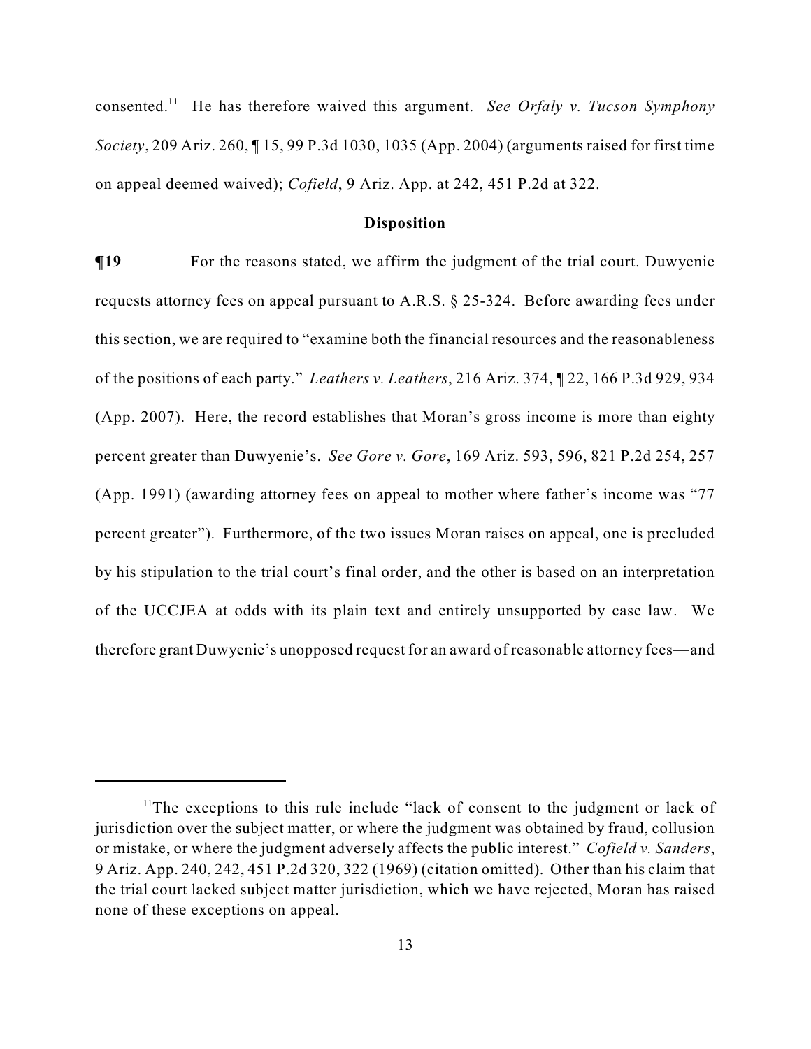consented.[11] He has therefore waived this argument. *See Orfaly v. Tucson Symphony Society*, 209 Ariz. 260, ¶ 15, 99 P.3d 1030, 1035 (App. 2004) (arguments raised for first time on appeal deemed waived); *Cofield*, 9 Ariz. App. at 242, 451 P.2d at 322.

**Disposition**

**¶19** For the reasons stated, we affirm the judgment of the trial court. Duwyenie requests attorney fees on appeal pursuant to A.R.S. § 25-324. Before awarding fees under this section, we are required to "examine both the financial resources and the reasonableness of the positions of each party." *Leathers v. Leathers*, 216 Ariz. 374, ¶ 22, 166 P.3d 929, 934 (App. 2007). Here, the record establishes that Moran's gross income is more than eighty percent greater than Duwyenie's. *See Gore v. Gore*, 169 Ariz. 593, 596, 821 P.2d 254, 257 (App. 1991) (awarding attorney fees on appeal to mother where father's income was "77 percent greater"). Furthermore, of the two issues Moran raises on appeal, one is precluded by his stipulation to the trial court's final order, and the other is based on an interpretation of the UCCJEA at odds with its plain text and entirely unsupported by case law. We therefore grant Duwyenie's unopposed request for an award of reasonable attorney fees—and

---

[11] The exceptions to this rule include "lack of consent to the judgment or lack of jurisdiction over the subject matter, or where the judgment was obtained by fraud, collusion or mistake, or where the judgment adversely affects the public interest." *Cofield v. Sanders*, 9 Ariz. App. 240, 242, 451 P.2d 320, 322 (1969) (citation omitted). Other than his claim that the trial court lacked subject matter jurisdiction, which we have rejected, Moran has raised none of these exceptions on appeal.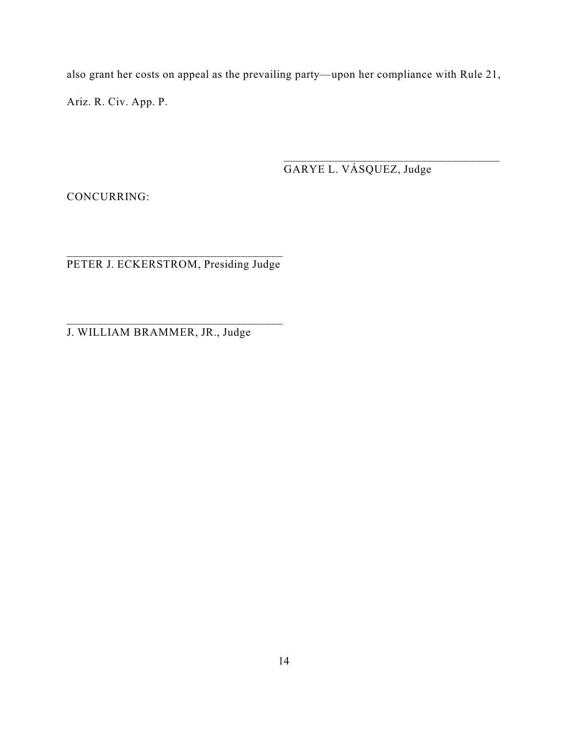also grant her costs on appeal as the prevailing party—upon her compliance with Rule 21, Ariz. R. Civ. App. P.

_____________________________________
GARYE L. VÁSQUEZ, Judge

CONCURRING:

_____________________________________
PETER J. ECKERSTROM, Presiding Judge

_____________________________________
J. WILLIAM BRAMMER, JR., Judge